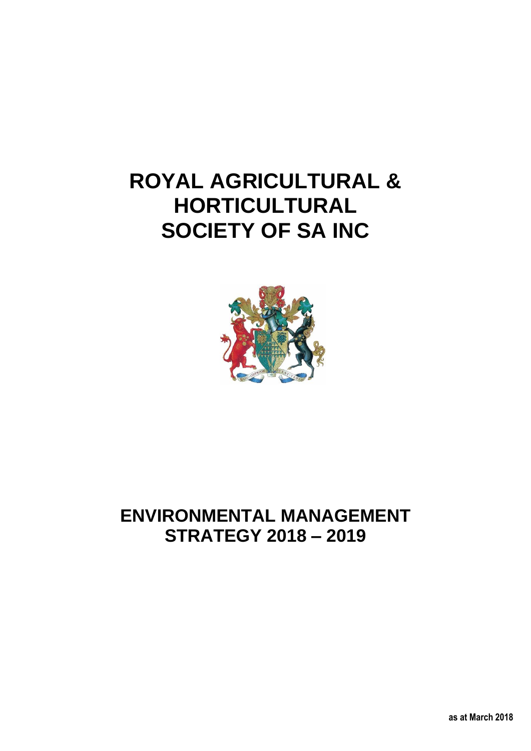# ROYAL AGRICULTURAL & HORTICULTURAL SOCIETY OF SA INC

# ENVIRONMENTAL MANAGEMENT STRATEGY 2018 – 2019

**as at March 2018**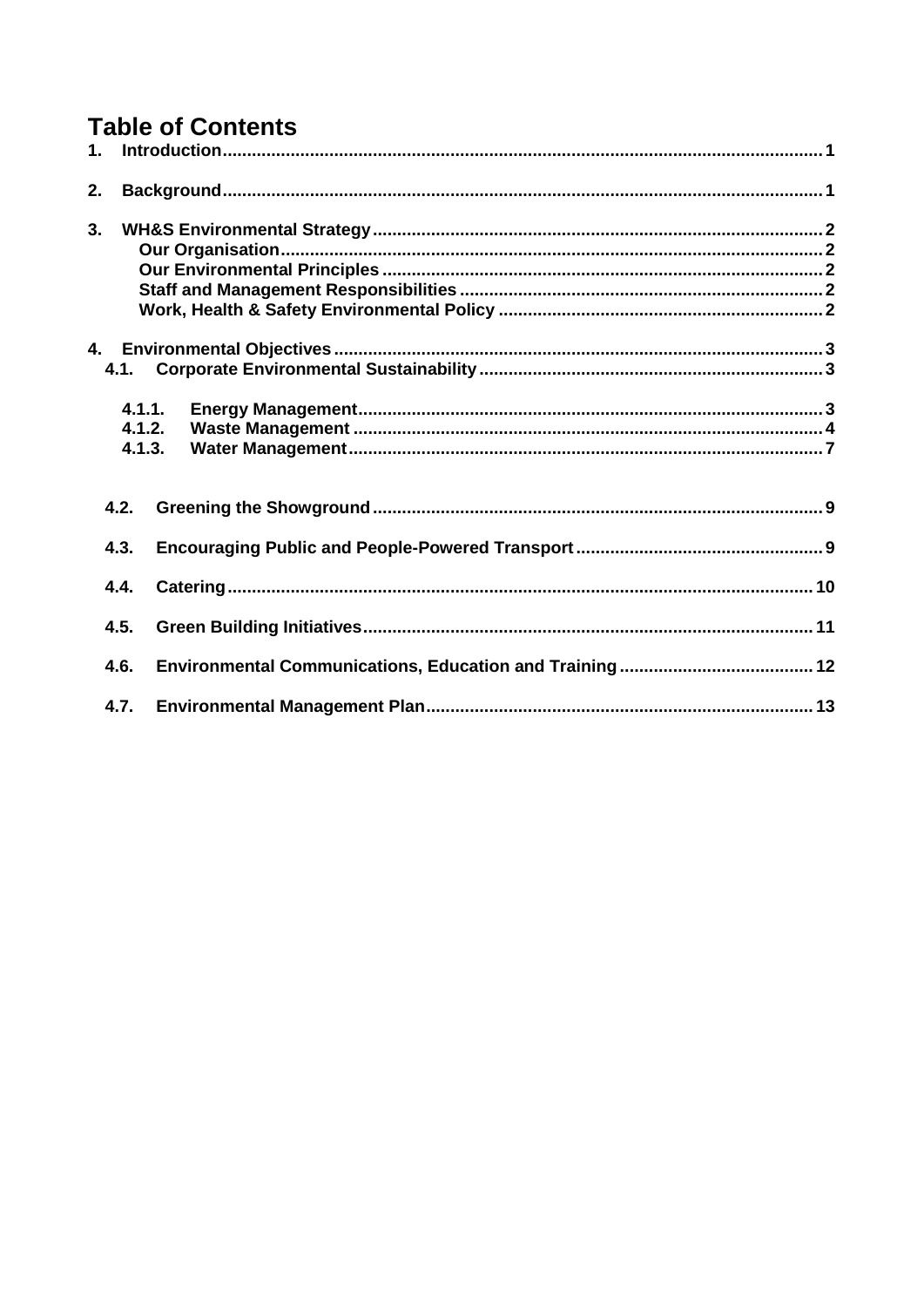# Table of Contents

1. Introduction .......... 1
2. Background .......... 1
3. WH&S Environmental Strategy .......... 2
   - Our Organisation .......... 2
   - Our Environmental Principles .......... 2
   - Staff and Management Responsibilities .......... 2
   - Work, Health & Safety Environmental Policy .......... 2
4. Environmental Objectives .......... 3
   - 4.1. Corporate Environmental Sustainability .......... 3
     - 4.1.1. Energy Management .......... 3
     - 4.1.2. Waste Management .......... 4
     - 4.1.3. Water Management .......... 7
   - 4.2. Greening the Showground .......... 9
   - 4.3. Encouraging Public and People-Powered Transport .......... 9
   - 4.4. Catering .......... 10
   - 4.5. Green Building Initiatives .......... 11
   - 4.6. Environmental Communications, Education and Training .......... 12
   - 4.7. Environmental Management Plan .......... 13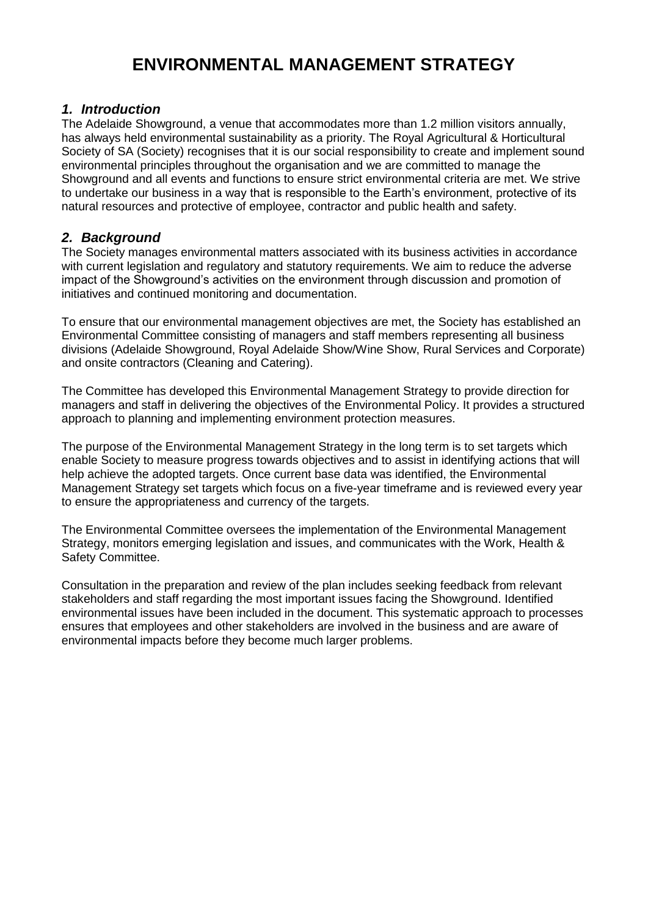# ENVIRONMENTAL MANAGEMENT STRATEGY

## *1. Introduction*

The Adelaide Showground, a venue that accommodates more than 1.2 million visitors annually, has always held environmental sustainability as a priority. The Royal Agricultural & Horticultural Society of SA (Society) recognises that it is our social responsibility to create and implement sound environmental principles throughout the organisation and we are committed to manage the Showground and all events and functions to ensure strict environmental criteria are met. We strive to undertake our business in a way that is responsible to the Earth's environment, protective of its natural resources and protective of employee, contractor and public health and safety.

## *2. Background*

The Society manages environmental matters associated with its business activities in accordance with current legislation and regulatory and statutory requirements. We aim to reduce the adverse impact of the Showground's activities on the environment through discussion and promotion of initiatives and continued monitoring and documentation.

To ensure that our environmental management objectives are met, the Society has established an Environmental Committee consisting of managers and staff members representing all business divisions (Adelaide Showground, Royal Adelaide Show/Wine Show, Rural Services and Corporate) and onsite contractors (Cleaning and Catering).

The Committee has developed this Environmental Management Strategy to provide direction for managers and staff in delivering the objectives of the Environmental Policy. It provides a structured approach to planning and implementing environment protection measures.

The purpose of the Environmental Management Strategy in the long term is to set targets which enable Society to measure progress towards objectives and to assist in identifying actions that will help achieve the adopted targets. Once current base data was identified, the Environmental Management Strategy set targets which focus on a five-year timeframe and is reviewed every year to ensure the appropriateness and currency of the targets.

The Environmental Committee oversees the implementation of the Environmental Management Strategy, monitors emerging legislation and issues, and communicates with the Work, Health & Safety Committee.

Consultation in the preparation and review of the plan includes seeking feedback from relevant stakeholders and staff regarding the most important issues facing the Showground. Identified environmental issues have been included in the document. This systematic approach to processes ensures that employees and other stakeholders are involved in the business and are aware of environmental impacts before they become much larger problems.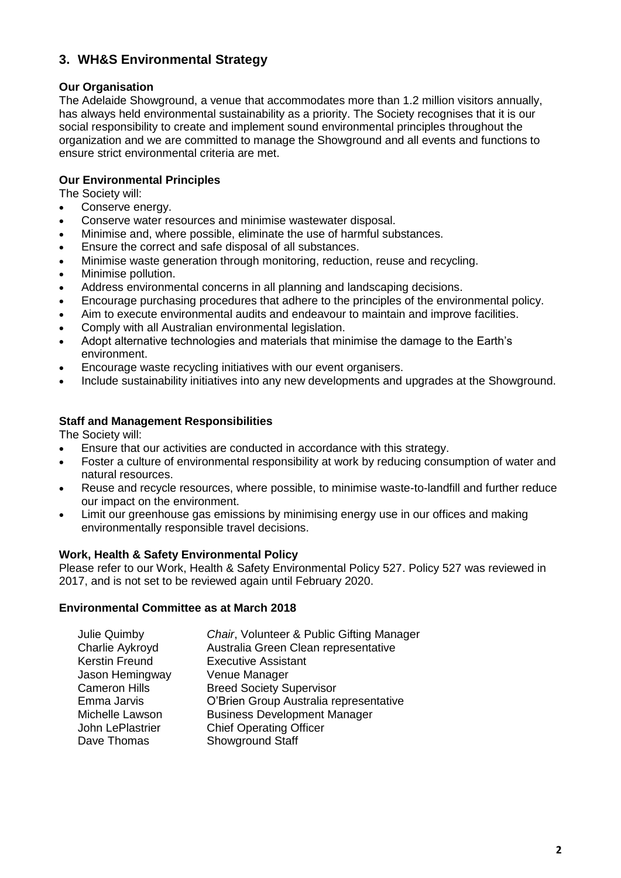## 3. WH&S Environmental Strategy

### Our Organisation

The Adelaide Showground, a venue that accommodates more than 1.2 million visitors annually, has always held environmental sustainability as a priority. The Society recognises that it is our social responsibility to create and implement sound environmental principles throughout the organization and we are committed to manage the Showground and all events and functions to ensure strict environmental criteria are met.

### Our Environmental Principles

The Society will:

- Conserve energy.
- Conserve water resources and minimise wastewater disposal.
- Minimise and, where possible, eliminate the use of harmful substances.
- Ensure the correct and safe disposal of all substances.
- Minimise waste generation through monitoring, reduction, reuse and recycling.
- Minimise pollution.
- Address environmental concerns in all planning and landscaping decisions.
- Encourage purchasing procedures that adhere to the principles of the environmental policy.
- Aim to execute environmental audits and endeavour to maintain and improve facilities.
- Comply with all Australian environmental legislation.
- Adopt alternative technologies and materials that minimise the damage to the Earth's environment.
- Encourage waste recycling initiatives with our event organisers.
- Include sustainability initiatives into any new developments and upgrades at the Showground.

### Staff and Management Responsibilities

The Society will:

- Ensure that our activities are conducted in accordance with this strategy.
- Foster a culture of environmental responsibility at work by reducing consumption of water and natural resources.
- Reuse and recycle resources, where possible, to minimise waste-to-landfill and further reduce our impact on the environment.
- Limit our greenhouse gas emissions by minimising energy use in our offices and making environmentally responsible travel decisions.

### Work, Health & Safety Environmental Policy

Please refer to our Work, Health & Safety Environmental Policy 527. Policy 527 was reviewed in 2017, and is not set to be reviewed again until February 2020.

### Environmental Committee as at March 2018

| | |
|---|---|
| Julie Quimby | *Chair*, Volunteer & Public Gifting Manager |
| Charlie Aykroyd | Australia Green Clean representative |
| Kerstin Freund | Executive Assistant |
| Jason Hemingway | Venue Manager |
| Cameron Hills | Breed Society Supervisor |
| Emma Jarvis | O'Brien Group Australia representative |
| Michelle Lawson | Business Development Manager |
| John LePlastrier | Chief Operating Officer |
| Dave Thomas | Showground Staff |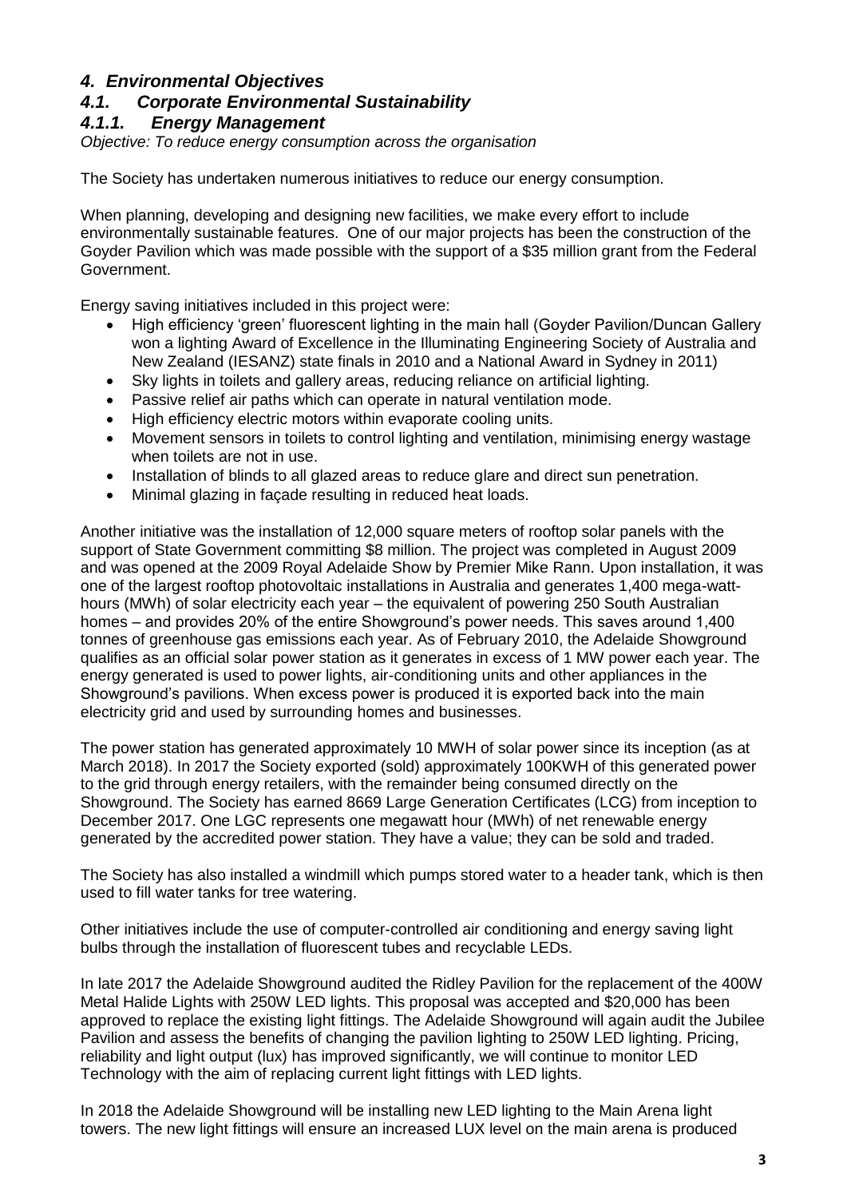# *4. Environmental Objectives*

## *4.1. Corporate Environmental Sustainability*

### *4.1.1. Energy Management*

*Objective: To reduce energy consumption across the organisation*

The Society has undertaken numerous initiatives to reduce our energy consumption.

When planning, developing and designing new facilities, we make every effort to include environmentally sustainable features. One of our major projects has been the construction of the Goyder Pavilion which was made possible with the support of a $35 million grant from the Federal Government.

Energy saving initiatives included in this project were:

- High efficiency 'green' fluorescent lighting in the main hall (Goyder Pavilion/Duncan Gallery won a lighting Award of Excellence in the Illuminating Engineering Society of Australia and New Zealand (IESANZ) state finals in 2010 and a National Award in Sydney in 2011)
- Sky lights in toilets and gallery areas, reducing reliance on artificial lighting.
- Passive relief air paths which can operate in natural ventilation mode.
- High efficiency electric motors within evaporate cooling units.
- Movement sensors in toilets to control lighting and ventilation, minimising energy wastage when toilets are not in use.
- Installation of blinds to all glazed areas to reduce glare and direct sun penetration.
- Minimal glazing in façade resulting in reduced heat loads.

Another initiative was the installation of 12,000 square meters of rooftop solar panels with the support of State Government committing $8 million. The project was completed in August 2009 and was opened at the 2009 Royal Adelaide Show by Premier Mike Rann. Upon installation, it was one of the largest rooftop photovoltaic installations in Australia and generates 1,400 mega-watt-hours (MWh) of solar electricity each year – the equivalent of powering 250 South Australian homes – and provides 20% of the entire Showground's power needs. This saves around 1,400 tonnes of greenhouse gas emissions each year. As of February 2010, the Adelaide Showground qualifies as an official solar power station as it generates in excess of 1 MW power each year. The energy generated is used to power lights, air-conditioning units and other appliances in the Showground's pavilions. When excess power is produced it is exported back into the main electricity grid and used by surrounding homes and businesses.

The power station has generated approximately 10 MWH of solar power since its inception (as at March 2018). In 2017 the Society exported (sold) approximately 100KWH of this generated power to the grid through energy retailers, with the remainder being consumed directly on the Showground. The Society has earned 8669 Large Generation Certificates (LCG) from inception to December 2017. One LGC represents one megawatt hour (MWh) of net renewable energy generated by the accredited power station. They have a value; they can be sold and traded.

The Society has also installed a windmill which pumps stored water to a header tank, which is then used to fill water tanks for tree watering.

Other initiatives include the use of computer-controlled air conditioning and energy saving light bulbs through the installation of fluorescent tubes and recyclable LEDs.

In late 2017 the Adelaide Showground audited the Ridley Pavilion for the replacement of the 400W Metal Halide Lights with 250W LED lights. This proposal was accepted and $20,000 has been approved to replace the existing light fittings. The Adelaide Showground will again audit the Jubilee Pavilion and assess the benefits of changing the pavilion lighting to 250W LED lighting. Pricing, reliability and light output (lux) has improved significantly, we will continue to monitor LED Technology with the aim of replacing current light fittings with LED lights.

In 2018 the Adelaide Showground will be installing new LED lighting to the Main Arena light towers. The new light fittings will ensure an increased LUX level on the main arena is produced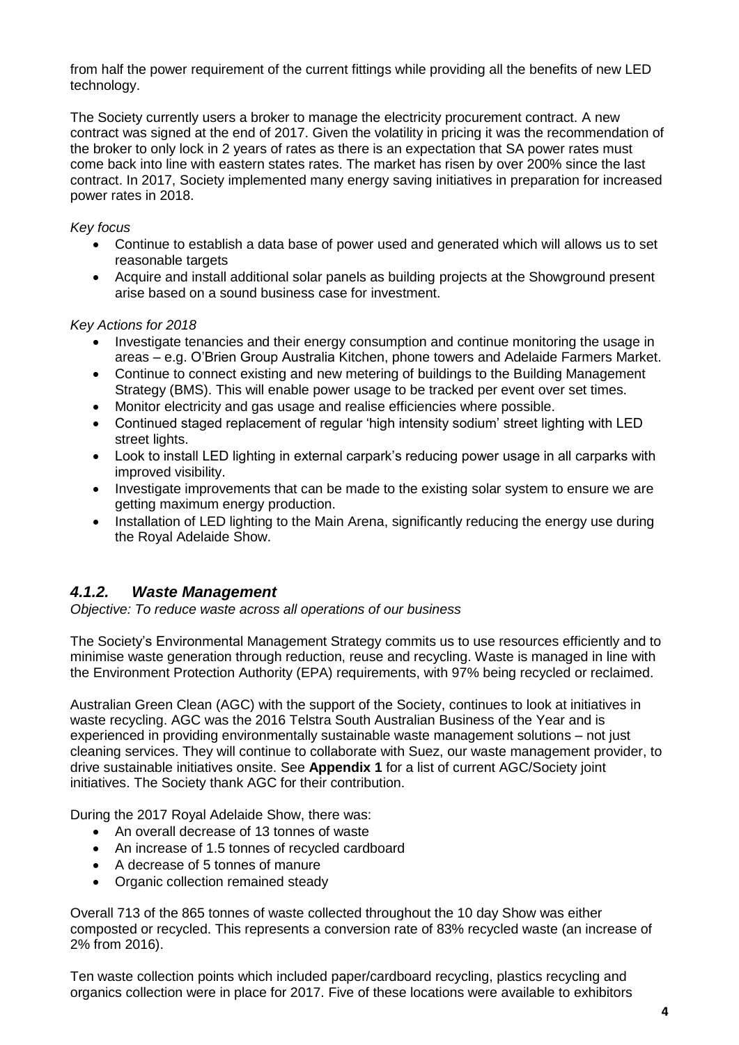from half the power requirement of the current fittings while providing all the benefits of new LED technology.

The Society currently users a broker to manage the electricity procurement contract. A new contract was signed at the end of 2017. Given the volatility in pricing it was the recommendation of the broker to only lock in 2 years of rates as there is an expectation that SA power rates must come back into line with eastern states rates. The market has risen by over 200% since the last contract. In 2017, Society implemented many energy saving initiatives in preparation for increased power rates in 2018.

*Key focus*

- Continue to establish a data base of power used and generated which will allows us to set reasonable targets
- Acquire and install additional solar panels as building projects at the Showground present arise based on a sound business case for investment.

*Key Actions for 2018*

- Investigate tenancies and their energy consumption and continue monitoring the usage in areas – e.g. O'Brien Group Australia Kitchen, phone towers and Adelaide Farmers Market.
- Continue to connect existing and new metering of buildings to the Building Management Strategy (BMS). This will enable power usage to be tracked per event over set times.
- Monitor electricity and gas usage and realise efficiencies where possible.
- Continued staged replacement of regular 'high intensity sodium' street lighting with LED street lights.
- Look to install LED lighting in external carpark's reducing power usage in all carparks with improved visibility.
- Investigate improvements that can be made to the existing solar system to ensure we are getting maximum energy production.
- Installation of LED lighting to the Main Arena, significantly reducing the energy use during the Royal Adelaide Show.

### *4.1.2. Waste Management*

*Objective: To reduce waste across all operations of our business*

The Society's Environmental Management Strategy commits us to use resources efficiently and to minimise waste generation through reduction, reuse and recycling. Waste is managed in line with the Environment Protection Authority (EPA) requirements, with 97% being recycled or reclaimed.

Australian Green Clean (AGC) with the support of the Society, continues to look at initiatives in waste recycling. AGC was the 2016 Telstra South Australian Business of the Year and is experienced in providing environmentally sustainable waste management solutions – not just cleaning services. They will continue to collaborate with Suez, our waste management provider, to drive sustainable initiatives onsite. See **Appendix 1** for a list of current AGC/Society joint initiatives. The Society thank AGC for their contribution.

During the 2017 Royal Adelaide Show, there was:

- An overall decrease of 13 tonnes of waste
- An increase of 1.5 tonnes of recycled cardboard
- A decrease of 5 tonnes of manure
- Organic collection remained steady

Overall 713 of the 865 tonnes of waste collected throughout the 10 day Show was either composted or recycled. This represents a conversion rate of 83% recycled waste (an increase of 2% from 2016).

Ten waste collection points which included paper/cardboard recycling, plastics recycling and organics collection were in place for 2017. Five of these locations were available to exhibitors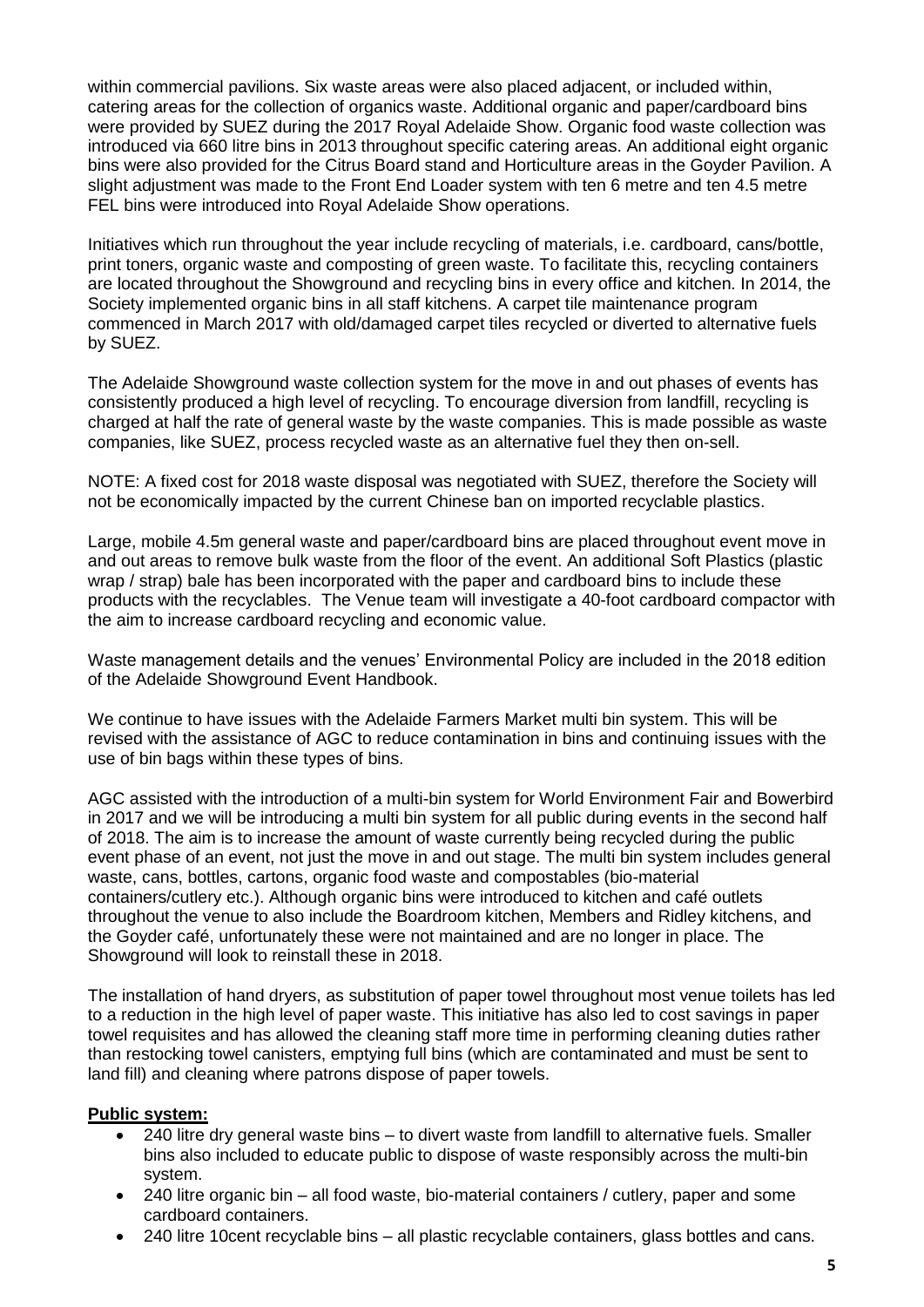within commercial pavilions. Six waste areas were also placed adjacent, or included within, catering areas for the collection of organics waste. Additional organic and paper/cardboard bins were provided by SUEZ during the 2017 Royal Adelaide Show. Organic food waste collection was introduced via 660 litre bins in 2013 throughout specific catering areas. An additional eight organic bins were also provided for the Citrus Board stand and Horticulture areas in the Goyder Pavilion. A slight adjustment was made to the Front End Loader system with ten 6 metre and ten 4.5 metre FEL bins were introduced into Royal Adelaide Show operations.

Initiatives which run throughout the year include recycling of materials, i.e. cardboard, cans/bottle, print toners, organic waste and composting of green waste. To facilitate this, recycling containers are located throughout the Showground and recycling bins in every office and kitchen. In 2014, the Society implemented organic bins in all staff kitchens. A carpet tile maintenance program commenced in March 2017 with old/damaged carpet tiles recycled or diverted to alternative fuels by SUEZ.

The Adelaide Showground waste collection system for the move in and out phases of events has consistently produced a high level of recycling. To encourage diversion from landfill, recycling is charged at half the rate of general waste by the waste companies. This is made possible as waste companies, like SUEZ, process recycled waste as an alternative fuel they then on-sell.

NOTE: A fixed cost for 2018 waste disposal was negotiated with SUEZ, therefore the Society will not be economically impacted by the current Chinese ban on imported recyclable plastics.

Large, mobile 4.5m general waste and paper/cardboard bins are placed throughout event move in and out areas to remove bulk waste from the floor of the event. An additional Soft Plastics (plastic wrap / strap) bale has been incorporated with the paper and cardboard bins to include these products with the recyclables. The Venue team will investigate a 40-foot cardboard compactor with the aim to increase cardboard recycling and economic value.

Waste management details and the venues' Environmental Policy are included in the 2018 edition of the Adelaide Showground Event Handbook.

We continue to have issues with the Adelaide Farmers Market multi bin system. This will be revised with the assistance of AGC to reduce contamination in bins and continuing issues with the use of bin bags within these types of bins.

AGC assisted with the introduction of a multi-bin system for World Environment Fair and Bowerbird in 2017 and we will be introducing a multi bin system for all public during events in the second half of 2018. The aim is to increase the amount of waste currently being recycled during the public event phase of an event, not just the move in and out stage. The multi bin system includes general waste, cans, bottles, cartons, organic food waste and compostables (bio-material containers/cutlery etc.). Although organic bins were introduced to kitchen and café outlets throughout the venue to also include the Boardroom kitchen, Members and Ridley kitchens, and the Goyder café, unfortunately these were not maintained and are no longer in place. The Showground will look to reinstall these in 2018.

The installation of hand dryers, as substitution of paper towel throughout most venue toilets has led to a reduction in the high level of paper waste. This initiative has also led to cost savings in paper towel requisites and has allowed the cleaning staff more time in performing cleaning duties rather than restocking towel canisters, emptying full bins (which are contaminated and must be sent to land fill) and cleaning where patrons dispose of paper towels.

**Public system:**

- 240 litre dry general waste bins – to divert waste from landfill to alternative fuels. Smaller bins also included to educate public to dispose of waste responsibly across the multi-bin system.
- 240 litre organic bin – all food waste, bio-material containers / cutlery, paper and some cardboard containers.
- 240 litre 10cent recyclable bins – all plastic recyclable containers, glass bottles and cans.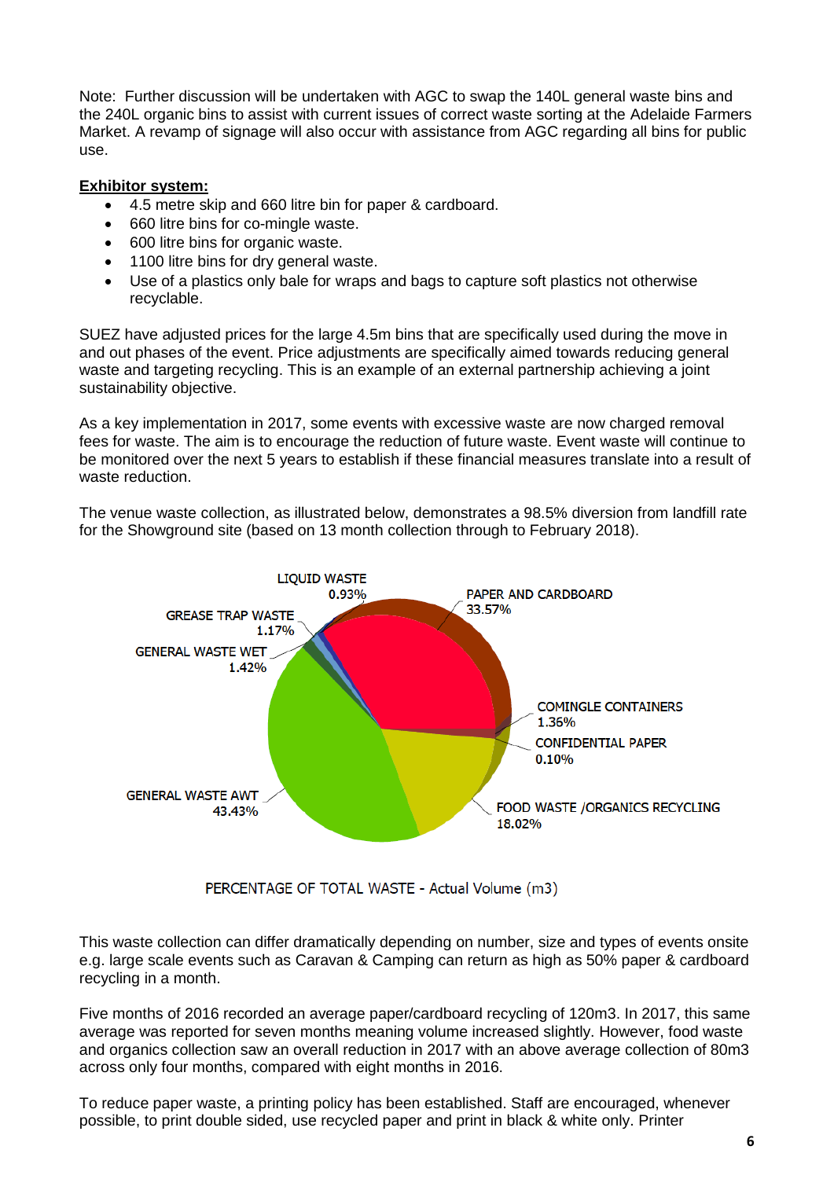Note: Further discussion will be undertaken with AGC to swap the 140L general waste bins and the 240L organic bins to assist with current issues of correct waste sorting at the Adelaide Farmers Market. A revamp of signage will also occur with assistance from AGC regarding all bins for public use.

**Exhibitor system:**

- 4.5 metre skip and 660 litre bin for paper & cardboard.
- 660 litre bins for co-mingle waste.
- 600 litre bins for organic waste.
- 1100 litre bins for dry general waste.
- Use of a plastics only bale for wraps and bags to capture soft plastics not otherwise recyclable.

SUEZ have adjusted prices for the large 4.5m bins that are specifically used during the move in and out phases of the event. Price adjustments are specifically aimed towards reducing general waste and targeting recycling. This is an example of an external partnership achieving a joint sustainability objective.

As a key implementation in 2017, some events with excessive waste are now charged removal fees for waste. The aim is to encourage the reduction of future waste. Event waste will continue to be monitored over the next 5 years to establish if these financial measures translate into a result of waste reduction.

The venue waste collection, as illustrated below, demonstrates a 98.5% diversion from landfill rate for the Showground site (based on 13 month collection through to February 2018).

| Waste type | Percentage |
|---|---|
| LIQUID WASTE | 0.93% |
| PAPER AND CARDBOARD | 33.57% |
| GREASE TRAP WASTE | 1.17% |
| GENERAL WASTE WET | 1.42% |
| COMINGLE CONTAINERS | 1.36% |
| CONFIDENTIAL PAPER | 0.10% |
| GENERAL WASTE AWT | 43.43% |
| FOOD WASTE /ORGANICS RECYCLING | 18.02% |

PERCENTAGE OF TOTAL WASTE - Actual Volume (m3)

This waste collection can differ dramatically depending on number, size and types of events onsite e.g. large scale events such as Caravan & Camping can return as high as 50% paper & cardboard recycling in a month.

Five months of 2016 recorded an average paper/cardboard recycling of 120m3. In 2017, this same average was reported for seven months meaning volume increased slightly. However, food waste and organics collection saw an overall reduction in 2017 with an above average collection of 80m3 across only four months, compared with eight months in 2016.

To reduce paper waste, a printing policy has been established. Staff are encouraged, whenever possible, to print double sided, use recycled paper and print in black & white only. Printer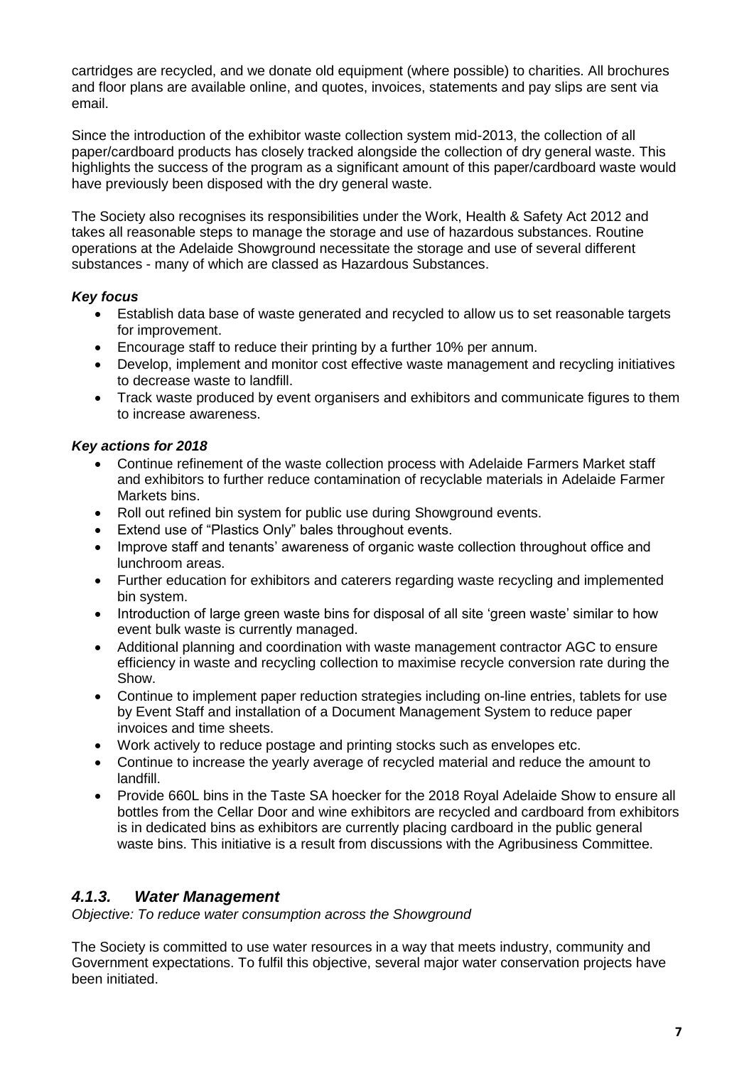cartridges are recycled, and we donate old equipment (where possible) to charities. All brochures and floor plans are available online, and quotes, invoices, statements and pay slips are sent via email.

Since the introduction of the exhibitor waste collection system mid-2013, the collection of all paper/cardboard products has closely tracked alongside the collection of dry general waste. This highlights the success of the program as a significant amount of this paper/cardboard waste would have previously been disposed with the dry general waste.

The Society also recognises its responsibilities under the Work, Health & Safety Act 2012 and takes all reasonable steps to manage the storage and use of hazardous substances. Routine operations at the Adelaide Showground necessitate the storage and use of several different substances - many of which are classed as Hazardous Substances.

***Key focus***

- Establish data base of waste generated and recycled to allow us to set reasonable targets for improvement.
- Encourage staff to reduce their printing by a further 10% per annum.
- Develop, implement and monitor cost effective waste management and recycling initiatives to decrease waste to landfill.
- Track waste produced by event organisers and exhibitors and communicate figures to them to increase awareness.

***Key actions for 2018***

- Continue refinement of the waste collection process with Adelaide Farmers Market staff and exhibitors to further reduce contamination of recyclable materials in Adelaide Farmer Markets bins.
- Roll out refined bin system for public use during Showground events.
- Extend use of "Plastics Only" bales throughout events.
- Improve staff and tenants' awareness of organic waste collection throughout office and lunchroom areas.
- Further education for exhibitors and caterers regarding waste recycling and implemented bin system.
- Introduction of large green waste bins for disposal of all site 'green waste' similar to how event bulk waste is currently managed.
- Additional planning and coordination with waste management contractor AGC to ensure efficiency in waste and recycling collection to maximise recycle conversion rate during the Show.
- Continue to implement paper reduction strategies including on-line entries, tablets for use by Event Staff and installation of a Document Management System to reduce paper invoices and time sheets.
- Work actively to reduce postage and printing stocks such as envelopes etc.
- Continue to increase the yearly average of recycled material and reduce the amount to landfill.
- Provide 660L bins in the Taste SA hoecker for the 2018 Royal Adelaide Show to ensure all bottles from the Cellar Door and wine exhibitors are recycled and cardboard from exhibitors is in dedicated bins as exhibitors are currently placing cardboard in the public general waste bins. This initiative is a result from discussions with the Agribusiness Committee.

### *4.1.3. Water Management*

*Objective: To reduce water consumption across the Showground*

The Society is committed to use water resources in a way that meets industry, community and Government expectations. To fulfil this objective, several major water conservation projects have been initiated.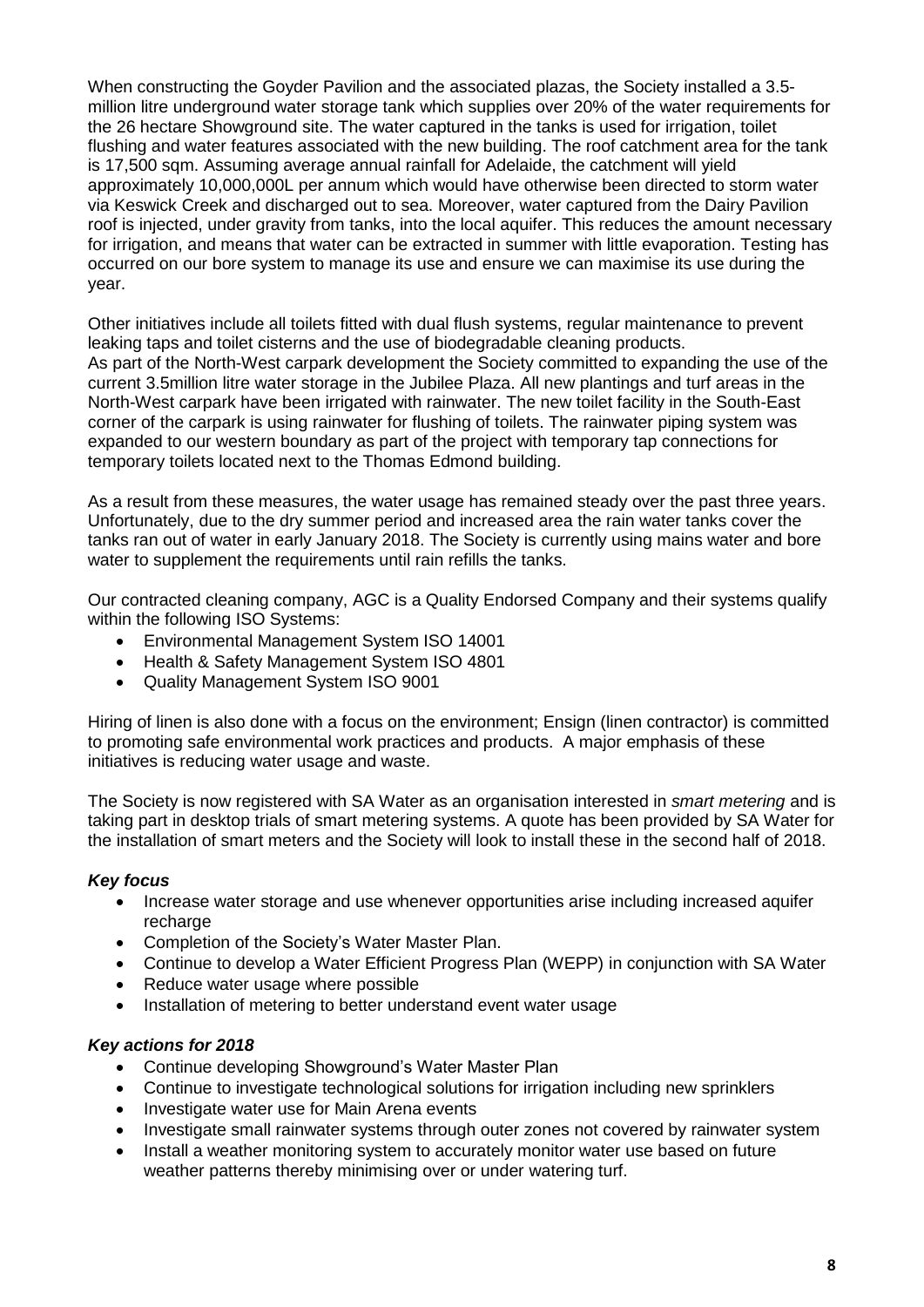When constructing the Goyder Pavilion and the associated plazas, the Society installed a 3.5-million litre underground water storage tank which supplies over 20% of the water requirements for the 26 hectare Showground site. The water captured in the tanks is used for irrigation, toilet flushing and water features associated with the new building. The roof catchment area for the tank is 17,500 sqm. Assuming average annual rainfall for Adelaide, the catchment will yield approximately 10,000,000L per annum which would have otherwise been directed to storm water via Keswick Creek and discharged out to sea. Moreover, water captured from the Dairy Pavilion roof is injected, under gravity from tanks, into the local aquifer. This reduces the amount necessary for irrigation, and means that water can be extracted in summer with little evaporation. Testing has occurred on our bore system to manage its use and ensure we can maximise its use during the year.

Other initiatives include all toilets fitted with dual flush systems, regular maintenance to prevent leaking taps and toilet cisterns and the use of biodegradable cleaning products.
As part of the North-West carpark development the Society committed to expanding the use of the current 3.5million litre water storage in the Jubilee Plaza. All new plantings and turf areas in the North-West carpark have been irrigated with rainwater. The new toilet facility in the South-East corner of the carpark is using rainwater for flushing of toilets. The rainwater piping system was expanded to our western boundary as part of the project with temporary tap connections for temporary toilets located next to the Thomas Edmond building.

As a result from these measures, the water usage has remained steady over the past three years. Unfortunately, due to the dry summer period and increased area the rain water tanks cover the tanks ran out of water in early January 2018. The Society is currently using mains water and bore water to supplement the requirements until rain refills the tanks.

Our contracted cleaning company, AGC is a Quality Endorsed Company and their systems qualify within the following ISO Systems:

- Environmental Management System ISO 14001
- Health & Safety Management System ISO 4801
- Quality Management System ISO 9001

Hiring of linen is also done with a focus on the environment; Ensign (linen contractor) is committed to promoting safe environmental work practices and products. A major emphasis of these initiatives is reducing water usage and waste.

The Society is now registered with SA Water as an organisation interested in *smart metering* and is taking part in desktop trials of smart metering systems. A quote has been provided by SA Water for the installation of smart meters and the Society will look to install these in the second half of 2018.

### *Key focus*

- Increase water storage and use whenever opportunities arise including increased aquifer recharge
- Completion of the Society's Water Master Plan.
- Continue to develop a Water Efficient Progress Plan (WEPP) in conjunction with SA Water
- Reduce water usage where possible
- Installation of metering to better understand event water usage

### *Key actions for 2018*

- Continue developing Showground's Water Master Plan
- Continue to investigate technological solutions for irrigation including new sprinklers
- Investigate water use for Main Arena events
- Investigate small rainwater systems through outer zones not covered by rainwater system
- Install a weather monitoring system to accurately monitor water use based on future weather patterns thereby minimising over or under watering turf.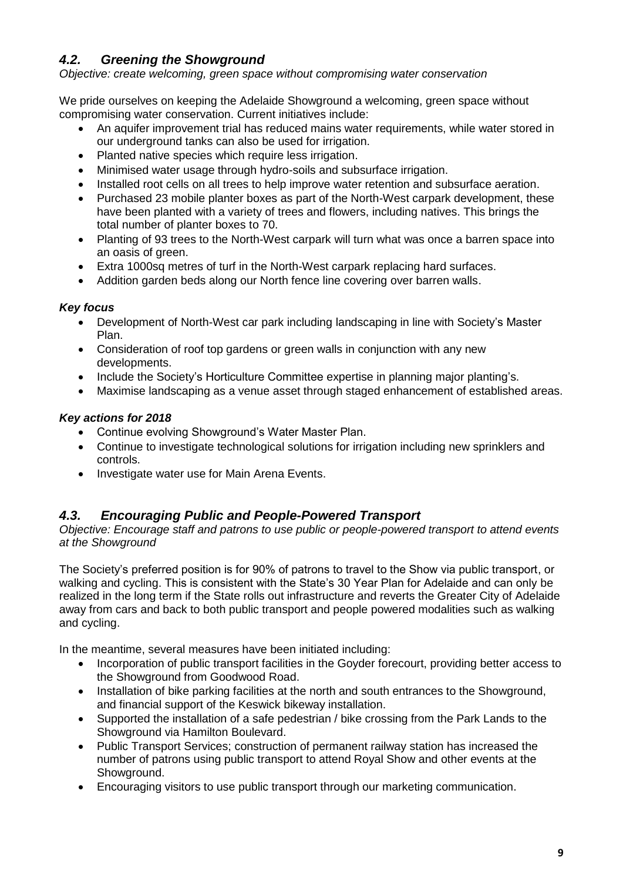## *4.2. Greening the Showground*

*Objective: create welcoming, green space without compromising water conservation*

We pride ourselves on keeping the Adelaide Showground a welcoming, green space without compromising water conservation. Current initiatives include:

- An aquifer improvement trial has reduced mains water requirements, while water stored in our underground tanks can also be used for irrigation.
- Planted native species which require less irrigation.
- Minimised water usage through hydro-soils and subsurface irrigation.
- Installed root cells on all trees to help improve water retention and subsurface aeration.
- Purchased 23 mobile planter boxes as part of the North-West carpark development, these have been planted with a variety of trees and flowers, including natives. This brings the total number of planter boxes to 70.
- Planting of 93 trees to the North-West carpark will turn what was once a barren space into an oasis of green.
- Extra 1000sq metres of turf in the North-West carpark replacing hard surfaces.
- Addition garden beds along our North fence line covering over barren walls.

### *Key focus*

- Development of North-West car park including landscaping in line with Society's Master Plan.
- Consideration of roof top gardens or green walls in conjunction with any new developments.
- Include the Society's Horticulture Committee expertise in planning major planting's.
- Maximise landscaping as a venue asset through staged enhancement of established areas.

### *Key actions for 2018*

- Continue evolving Showground's Water Master Plan.
- Continue to investigate technological solutions for irrigation including new sprinklers and controls.
- Investigate water use for Main Arena Events.

## *4.3. Encouraging Public and People-Powered Transport*

*Objective: Encourage staff and patrons to use public or people-powered transport to attend events at the Showground*

The Society's preferred position is for 90% of patrons to travel to the Show via public transport, or walking and cycling. This is consistent with the State's 30 Year Plan for Adelaide and can only be realized in the long term if the State rolls out infrastructure and reverts the Greater City of Adelaide away from cars and back to both public transport and people powered modalities such as walking and cycling.

In the meantime, several measures have been initiated including:

- Incorporation of public transport facilities in the Goyder forecourt, providing better access to the Showground from Goodwood Road.
- Installation of bike parking facilities at the north and south entrances to the Showground, and financial support of the Keswick bikeway installation.
- Supported the installation of a safe pedestrian / bike crossing from the Park Lands to the Showground via Hamilton Boulevard.
- Public Transport Services; construction of permanent railway station has increased the number of patrons using public transport to attend Royal Show and other events at the Showground.
- Encouraging visitors to use public transport through our marketing communication.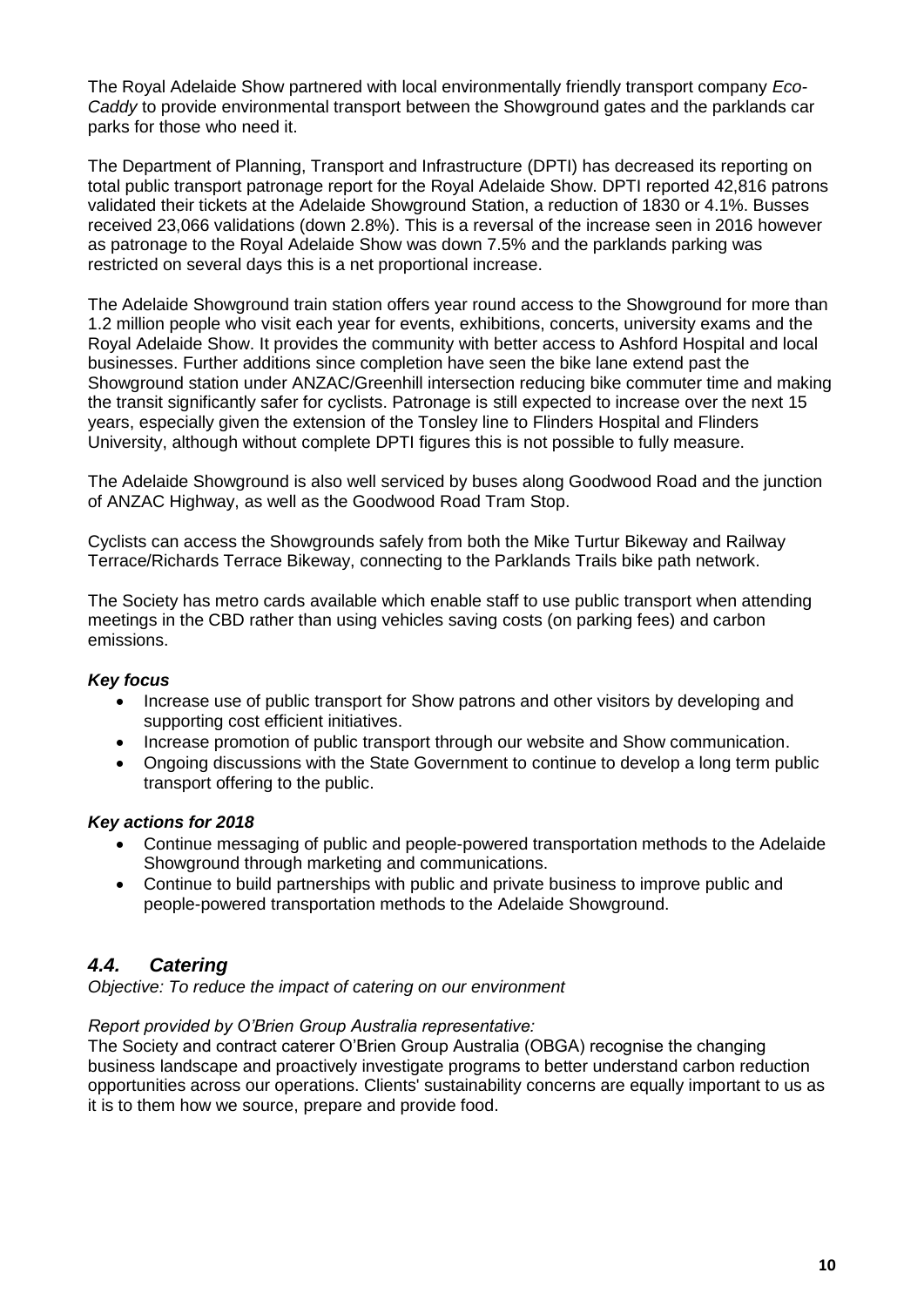The Royal Adelaide Show partnered with local environmentally friendly transport company *Eco-Caddy* to provide environmental transport between the Showground gates and the parklands car parks for those who need it.

The Department of Planning, Transport and Infrastructure (DPTI) has decreased its reporting on total public transport patronage report for the Royal Adelaide Show. DPTI reported 42,816 patrons validated their tickets at the Adelaide Showground Station, a reduction of 1830 or 4.1%. Busses received 23,066 validations (down 2.8%). This is a reversal of the increase seen in 2016 however as patronage to the Royal Adelaide Show was down 7.5% and the parklands parking was restricted on several days this is a net proportional increase.

The Adelaide Showground train station offers year round access to the Showground for more than 1.2 million people who visit each year for events, exhibitions, concerts, university exams and the Royal Adelaide Show. It provides the community with better access to Ashford Hospital and local businesses. Further additions since completion have seen the bike lane extend past the Showground station under ANZAC/Greenhill intersection reducing bike commuter time and making the transit significantly safer for cyclists. Patronage is still expected to increase over the next 15 years, especially given the extension of the Tonsley line to Flinders Hospital and Flinders University, although without complete DPTI figures this is not possible to fully measure.

The Adelaide Showground is also well serviced by buses along Goodwood Road and the junction of ANZAC Highway, as well as the Goodwood Road Tram Stop.

Cyclists can access the Showgrounds safely from both the Mike Turtur Bikeway and Railway Terrace/Richards Terrace Bikeway, connecting to the Parklands Trails bike path network.

The Society has metro cards available which enable staff to use public transport when attending meetings in the CBD rather than using vehicles saving costs (on parking fees) and carbon emissions.

***Key focus***

- Increase use of public transport for Show patrons and other visitors by developing and supporting cost efficient initiatives.
- Increase promotion of public transport through our website and Show communication.
- Ongoing discussions with the State Government to continue to develop a long term public transport offering to the public.

***Key actions for 2018***

- Continue messaging of public and people-powered transportation methods to the Adelaide Showground through marketing and communications.
- Continue to build partnerships with public and private business to improve public and people-powered transportation methods to the Adelaide Showground.

## *4.4. Catering*

*Objective: To reduce the impact of catering on our environment*

*Report provided by O'Brien Group Australia representative:*

The Society and contract caterer O'Brien Group Australia (OBGA) recognise the changing business landscape and proactively investigate programs to better understand carbon reduction opportunities across our operations. Clients' sustainability concerns are equally important to us as it is to them how we source, prepare and provide food.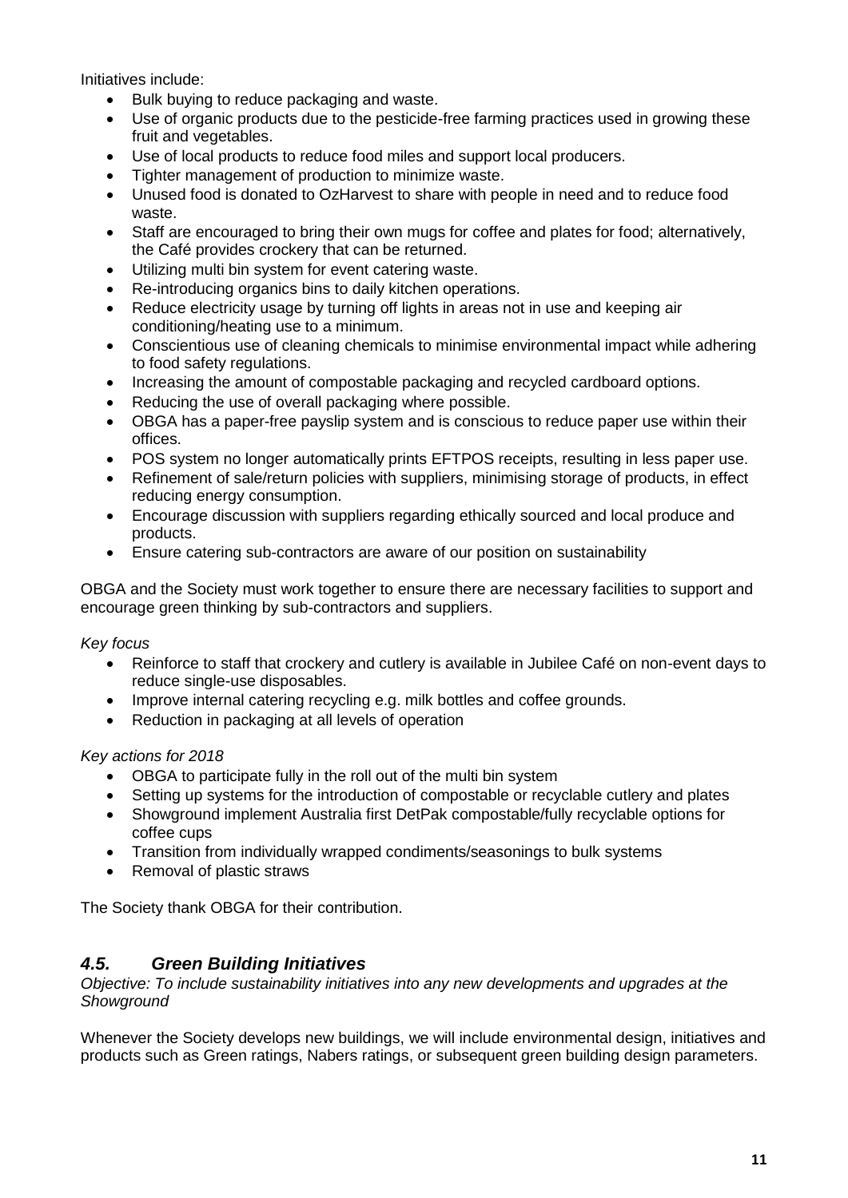Initiatives include:

- Bulk buying to reduce packaging and waste.
- Use of organic products due to the pesticide-free farming practices used in growing these fruit and vegetables.
- Use of local products to reduce food miles and support local producers.
- Tighter management of production to minimize waste.
- Unused food is donated to OzHarvest to share with people in need and to reduce food waste.
- Staff are encouraged to bring their own mugs for coffee and plates for food; alternatively, the Café provides crockery that can be returned.
- Utilizing multi bin system for event catering waste.
- Re-introducing organics bins to daily kitchen operations.
- Reduce electricity usage by turning off lights in areas not in use and keeping air conditioning/heating use to a minimum.
- Conscientious use of cleaning chemicals to minimise environmental impact while adhering to food safety regulations.
- Increasing the amount of compostable packaging and recycled cardboard options.
- Reducing the use of overall packaging where possible.
- OBGA has a paper-free payslip system and is conscious to reduce paper use within their offices.
- POS system no longer automatically prints EFTPOS receipts, resulting in less paper use.
- Refinement of sale/return policies with suppliers, minimising storage of products, in effect reducing energy consumption.
- Encourage discussion with suppliers regarding ethically sourced and local produce and products.
- Ensure catering sub-contractors are aware of our position on sustainability

OBGA and the Society must work together to ensure there are necessary facilities to support and encourage green thinking by sub-contractors and suppliers.

*Key focus*

- Reinforce to staff that crockery and cutlery is available in Jubilee Café on non-event days to reduce single-use disposables.
- Improve internal catering recycling e.g. milk bottles and coffee grounds.
- Reduction in packaging at all levels of operation

*Key actions for 2018*

- OBGA to participate fully in the roll out of the multi bin system
- Setting up systems for the introduction of compostable or recyclable cutlery and plates
- Showground implement Australia first DetPak compostable/fully recyclable options for coffee cups
- Transition from individually wrapped condiments/seasonings to bulk systems
- Removal of plastic straws

The Society thank OBGA for their contribution.

## *4.5. Green Building Initiatives*

*Objective: To include sustainability initiatives into any new developments and upgrades at the Showground*

Whenever the Society develops new buildings, we will include environmental design, initiatives and products such as Green ratings, Nabers ratings, or subsequent green building design parameters.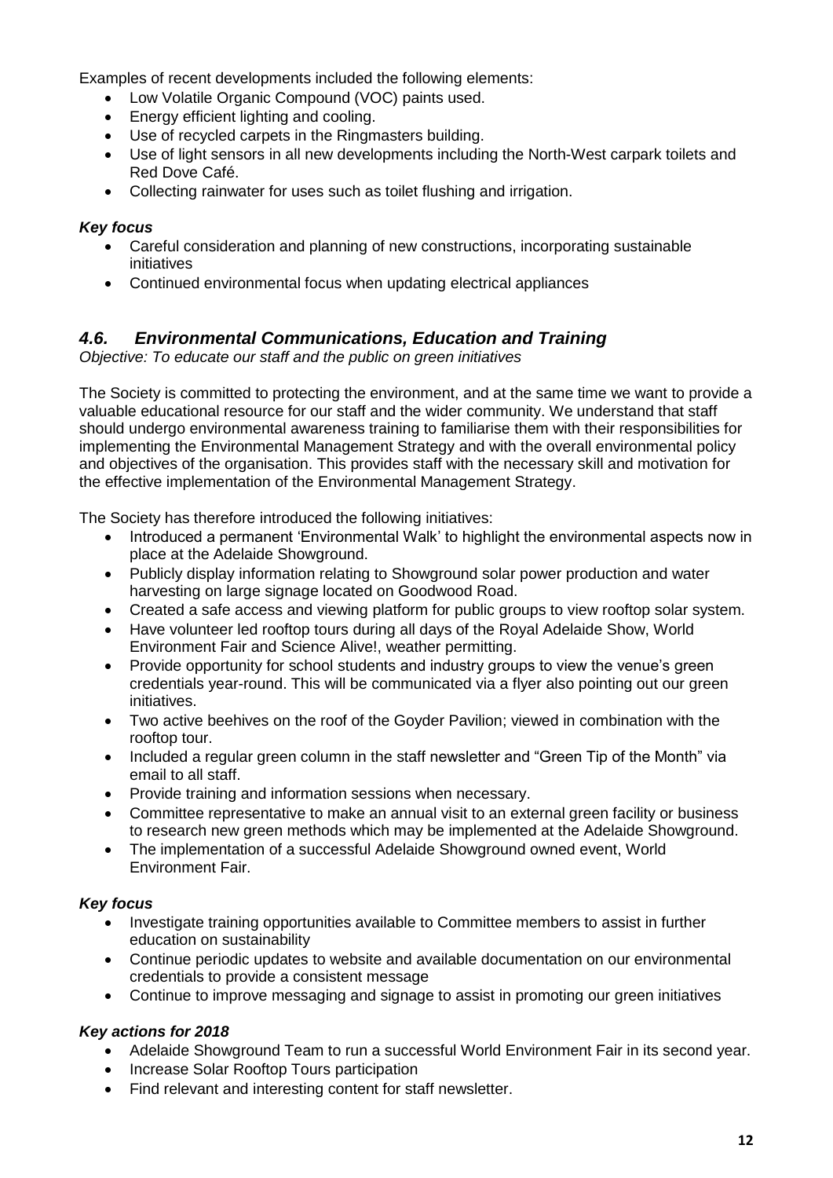Examples of recent developments included the following elements:

- Low Volatile Organic Compound (VOC) paints used.
- Energy efficient lighting and cooling.
- Use of recycled carpets in the Ringmasters building.
- Use of light sensors in all new developments including the North-West carpark toilets and Red Dove Café.
- Collecting rainwater for uses such as toilet flushing and irrigation.

***Key focus***

- Careful consideration and planning of new constructions, incorporating sustainable initiatives
- Continued environmental focus when updating electrical appliances

## *4.6. Environmental Communications, Education and Training*

*Objective: To educate our staff and the public on green initiatives*

The Society is committed to protecting the environment, and at the same time we want to provide a valuable educational resource for our staff and the wider community. We understand that staff should undergo environmental awareness training to familiarise them with their responsibilities for implementing the Environmental Management Strategy and with the overall environmental policy and objectives of the organisation. This provides staff with the necessary skill and motivation for the effective implementation of the Environmental Management Strategy.

The Society has therefore introduced the following initiatives:

- Introduced a permanent 'Environmental Walk' to highlight the environmental aspects now in place at the Adelaide Showground.
- Publicly display information relating to Showground solar power production and water harvesting on large signage located on Goodwood Road.
- Created a safe access and viewing platform for public groups to view rooftop solar system.
- Have volunteer led rooftop tours during all days of the Royal Adelaide Show, World Environment Fair and Science Alive!, weather permitting.
- Provide opportunity for school students and industry groups to view the venue's green credentials year-round. This will be communicated via a flyer also pointing out our green initiatives.
- Two active beehives on the roof of the Goyder Pavilion; viewed in combination with the rooftop tour.
- Included a regular green column in the staff newsletter and "Green Tip of the Month" via email to all staff.
- Provide training and information sessions when necessary.
- Committee representative to make an annual visit to an external green facility or business to research new green methods which may be implemented at the Adelaide Showground.
- The implementation of a successful Adelaide Showground owned event, World Environment Fair.

***Key focus***

- Investigate training opportunities available to Committee members to assist in further education on sustainability
- Continue periodic updates to website and available documentation on our environmental credentials to provide a consistent message
- Continue to improve messaging and signage to assist in promoting our green initiatives

***Key actions for 2018***

- Adelaide Showground Team to run a successful World Environment Fair in its second year.
- Increase Solar Rooftop Tours participation
- Find relevant and interesting content for staff newsletter.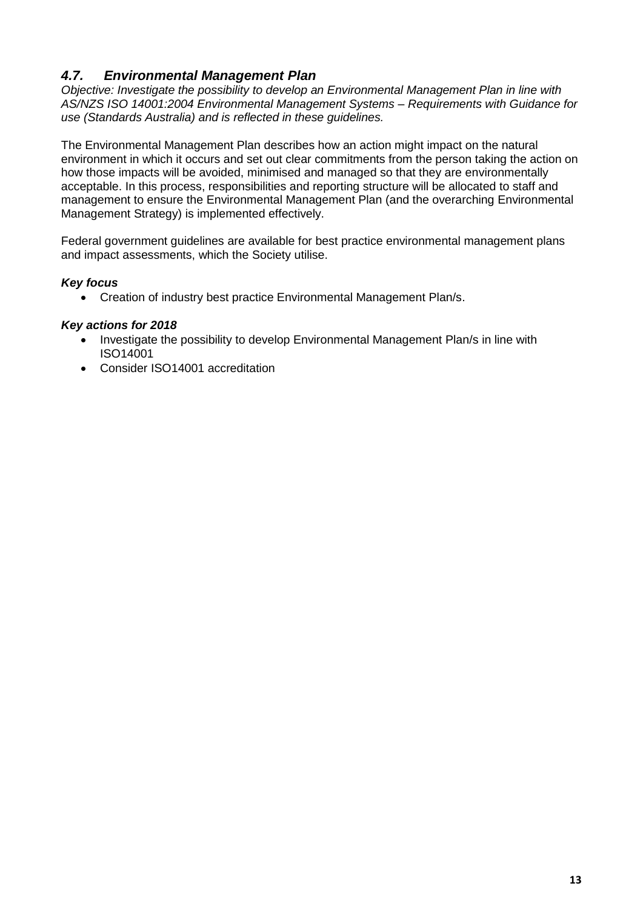## *4.7. Environmental Management Plan*

*Objective: Investigate the possibility to develop an Environmental Management Plan in line with AS/NZS ISO 14001:2004 Environmental Management Systems – Requirements with Guidance for use (Standards Australia) and is reflected in these guidelines.*

The Environmental Management Plan describes how an action might impact on the natural environment in which it occurs and set out clear commitments from the person taking the action on how those impacts will be avoided, minimised and managed so that they are environmentally acceptable. In this process, responsibilities and reporting structure will be allocated to staff and management to ensure the Environmental Management Plan (and the overarching Environmental Management Strategy) is implemented effectively.

Federal government guidelines are available for best practice environmental management plans and impact assessments, which the Society utilise.

***Key focus***

- Creation of industry best practice Environmental Management Plan/s.

***Key actions for 2018***

- Investigate the possibility to develop Environmental Management Plan/s in line with ISO14001
- Consider ISO14001 accreditation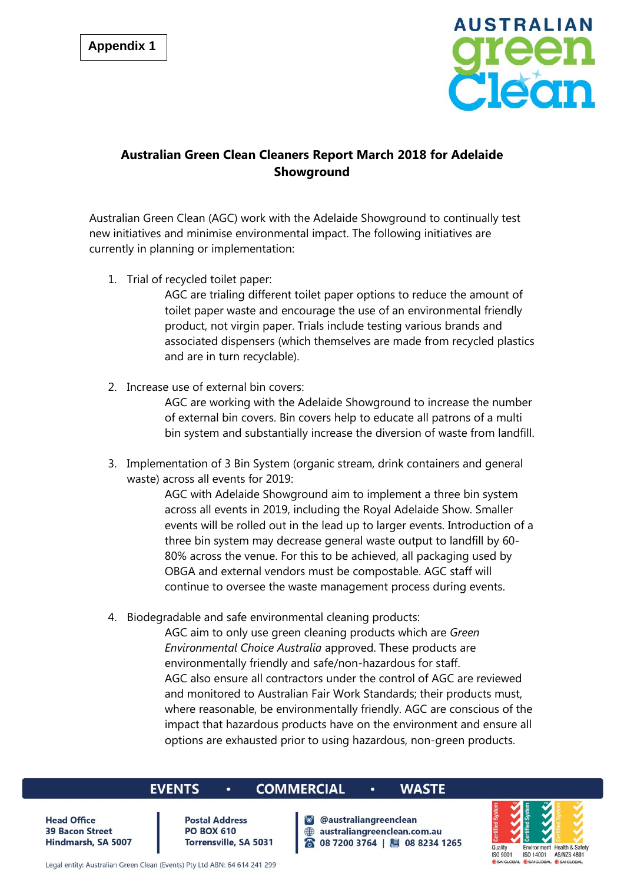Appendix 1

AUSTRALIAN green Clean

**Australian Green Clean Cleaners Report March 2018 for Adelaide Showground**

Australian Green Clean (AGC) work with the Adelaide Showground to continually test new initiatives and minimise environmental impact. The following initiatives are currently in planning or implementation:

1. Trial of recycled toilet paper:

   AGC are trialing different toilet paper options to reduce the amount of toilet paper waste and encourage the use of an environmental friendly product, not virgin paper. Trials include testing various brands and associated dispensers (which themselves are made from recycled plastics and are in turn recyclable).

2. Increase use of external bin covers:

   AGC are working with the Adelaide Showground to increase the number of external bin covers. Bin covers help to educate all patrons of a multi bin system and substantially increase the diversion of waste from landfill.

3. Implementation of 3 Bin System (organic stream, drink containers and general waste) across all events for 2019:

   AGC with Adelaide Showground aim to implement a three bin system across all events in 2019, including the Royal Adelaide Show. Smaller events will be rolled out in the lead up to larger events. Introduction of a three bin system may decrease general waste output to landfill by 60-80% across the venue. For this to be achieved, all packaging used by OBGA and external vendors must be compostable. AGC staff will continue to oversee the waste management process during events.

4. Biodegradable and safe environmental cleaning products:

   AGC aim to only use green cleaning products which are *Green Environmental Choice Australia* approved. These products are environmentally friendly and safe/non-hazardous for staff.

   AGC also ensure all contractors under the control of AGC are reviewed and monitored to Australian Fair Work Standards; their products must, where reasonable, be environmentally friendly. AGC are conscious of the impact that hazardous products have on the environment and ensure all options are exhausted prior to using hazardous, non-green products.

EVENTS • COMMERCIAL • WASTE

**Head Office**
**39 Bacon Street**
**Hindmarsh, SA 5007**

**Postal Address**
**PO BOX 610**
**Torrensville, SA 5031**

**@australiangreenclean**
**australiangreenclean.com.au**
**08 7200 3764 | 08 8234 1265**

Quality ISO 9001 | Environment ISO 14001 | Health & Safety AS/NZS 4801

Legal entity: Australian Green Clean (Events) Pty Ltd ABN: 64 614 241 299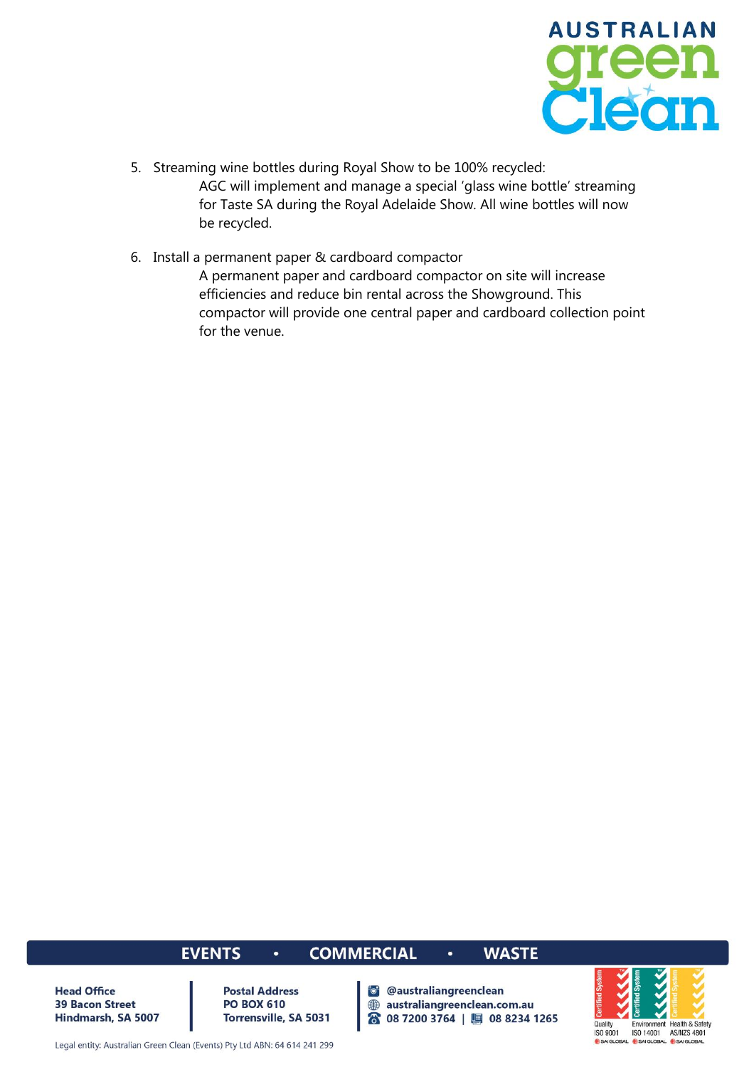5. Streaming wine bottles during Royal Show to be 100% recycled:

   AGC will implement and manage a special 'glass wine bottle' streaming for Taste SA during the Royal Adelaide Show. All wine bottles will now be recycled.

6. Install a permanent paper & cardboard compactor

   A permanent paper and cardboard compactor on site will increase efficiencies and reduce bin rental across the Showground. This compactor will provide one central paper and cardboard collection point for the venue.